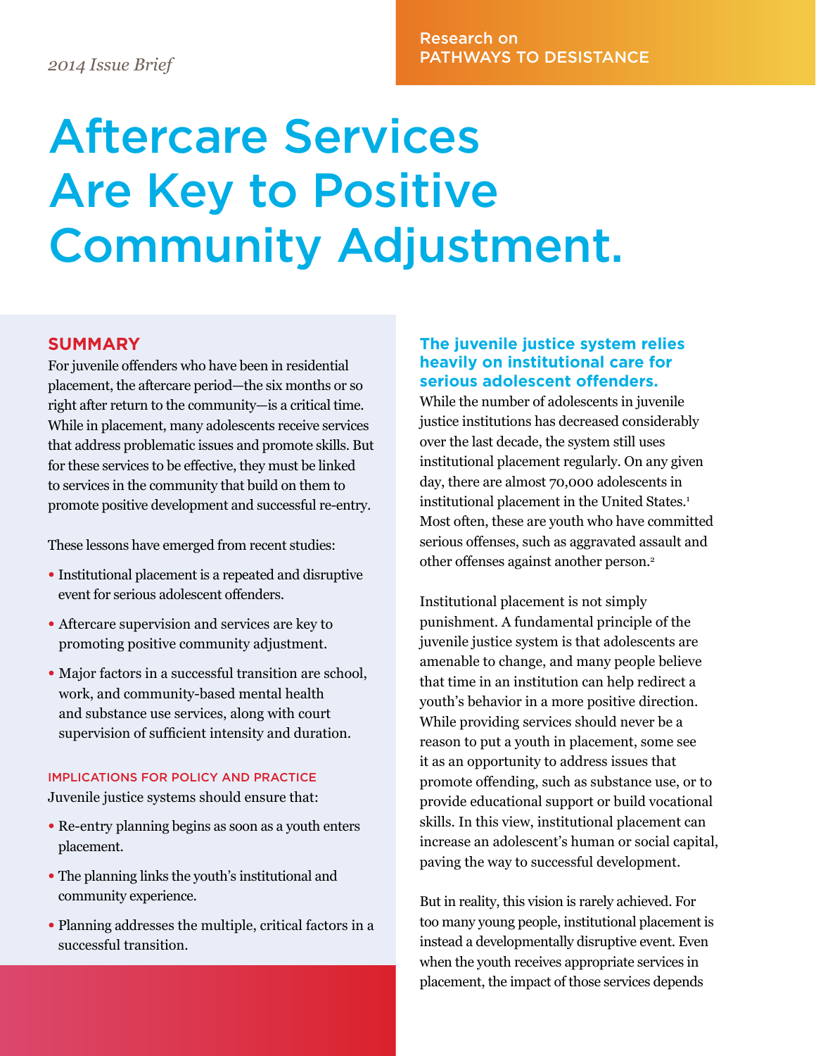*2014 Issue Brief*

Research on PATHWAYS TO DESISTANCE

# Aftercare Services Are Key to Positive Community Adjustment.

## SUMMARY

For juvenile offenders who have been in residential placement, the aftercare period—the six months or so right after return to the community—is a critical time. While in placement, many adolescents receive services that address problematic issues and promote skills. But for these services to be effective, they must be linked to services in the community that build on them to promote positive development and successful re-entry.

These lessons have emerged from recent studies:

- Institutional placement is a repeated and disruptive event for serious adolescent offenders.
- Aftercare supervision and services are key to promoting positive community adjustment.
- Major factors in a successful transition are school, work, and community-based mental health and substance use services, along with court supervision of sufficient intensity and duration.

### IMPLICATIONS FOR POLICY AND PRACTICE

Juvenile justice systems should ensure that:

- Re-entry planning begins as soon as a youth enters placement.
- The planning links the youth's institutional and community experience.
- Planning addresses the multiple, critical factors in a successful transition.

## The juvenile justice system relies heavily on institutional care for serious adolescent offenders.

While the number of adolescents in juvenile justice institutions has decreased considerably over the last decade, the system still uses institutional placement regularly. On any given day, there are almost 70,000 adolescents in institutional placement in the United States.[1] Most often, these are youth who have committed serious offenses, such as aggravated assault and other offenses against another person.[2]

Institutional placement is not simply punishment. A fundamental principle of the juvenile justice system is that adolescents are amenable to change, and many people believe that time in an institution can help redirect a youth's behavior in a more positive direction. While providing services should never be a reason to put a youth in placement, some see it as an opportunity to address issues that promote offending, such as substance use, or to provide educational support or build vocational skills. In this view, institutional placement can increase an adolescent's human or social capital, paving the way to successful development.

But in reality, this vision is rarely achieved. For too many young people, institutional placement is instead a developmentally disruptive event. Even when the youth receives appropriate services in placement, the impact of those services depends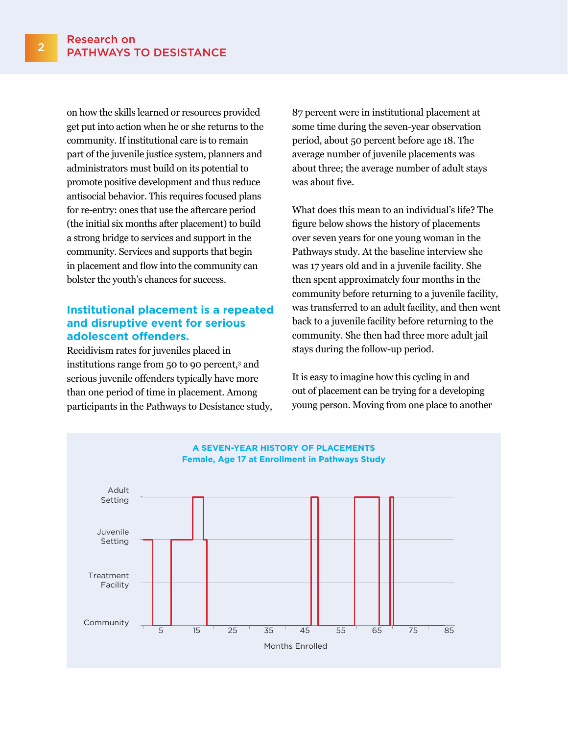on how the skills learned or resources provided get put into action when he or she returns to the community. If institutional care is to remain part of the juvenile justice system, planners and administrators must build on its potential to promote positive development and thus reduce antisocial behavior. This requires focused plans for re-entry: ones that use the aftercare period (the initial six months after placement) to build a strong bridge to services and support in the community. Services and supports that begin in placement and flow into the community can bolster the youth's chances for success.

## Institutional placement is a repeated and disruptive event for serious adolescent offenders.

Recidivism rates for juveniles placed in institutions range from 50 to 90 percent,[3] and serious juvenile offenders typically have more than one period of time in placement. Among participants in the Pathways to Desistance study, 87 percent were in institutional placement at some time during the seven-year observation period, about 50 percent before age 18. The average number of juvenile placements was about three; the average number of adult stays was about five.

What does this mean to an individual's life? The figure below shows the history of placements over seven years for one young woman in the Pathways study. At the baseline interview she was 17 years old and in a juvenile facility. She then spent approximately four months in the community before returning to a juvenile facility, was transferred to an adult facility, and then went back to a juvenile facility before returning to the community. She then had three more adult jail stays during the follow-up period.

It is easy to imagine how this cycling in and out of placement can be trying for a developing young person. Moving from one place to another

**A SEVEN-YEAR HISTORY OF PLACEMENTS**
**Female, Age 17 at Enrollment in Pathways Study**

Y-axis: Adult Setting, Juvenile Setting, Treatment Facility, Community

X-axis: Months Enrolled (5, 15, 25, 35, 45, 55, 65, 75, 85)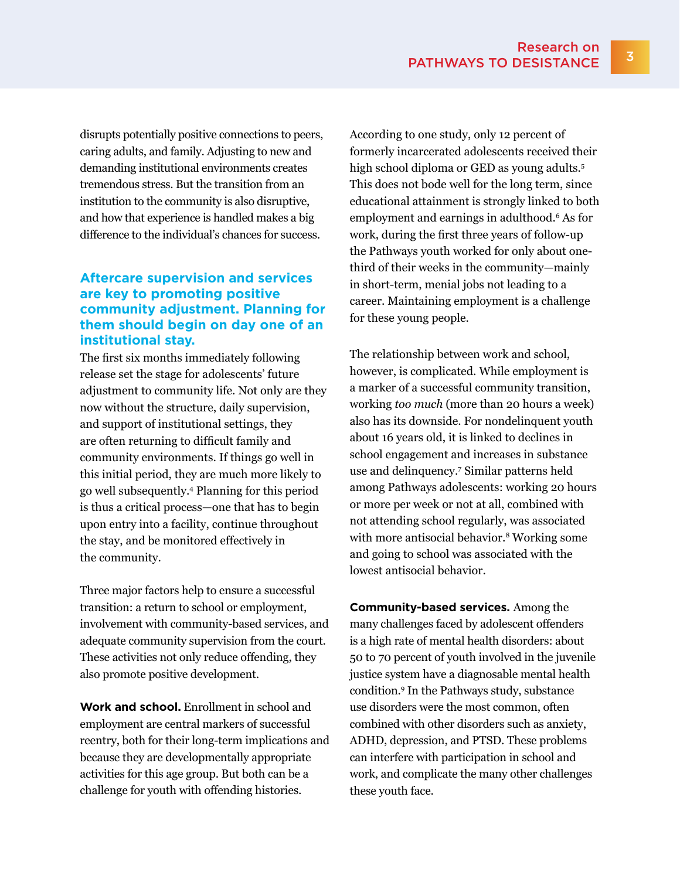disrupts potentially positive connections to peers, caring adults, and family. Adjusting to new and demanding institutional environments creates tremendous stress. But the transition from an institution to the community is also disruptive, and how that experience is handled makes a big difference to the individual's chances for success.

## Aftercare supervision and services are key to promoting positive community adjustment. Planning for them should begin on day one of an institutional stay.

The first six months immediately following release set the stage for adolescents' future adjustment to community life. Not only are they now without the structure, daily supervision, and support of institutional settings, they are often returning to difficult family and community environments. If things go well in this initial period, they are much more likely to go well subsequently.[4] Planning for this period is thus a critical process—one that has to begin upon entry into a facility, continue throughout the stay, and be monitored effectively in the community.

Three major factors help to ensure a successful transition: a return to school or employment, involvement with community-based services, and adequate community supervision from the court. These activities not only reduce offending, they also promote positive development.

**Work and school.** Enrollment in school and employment are central markers of successful reentry, both for their long-term implications and because they are developmentally appropriate activities for this age group. But both can be a challenge for youth with offending histories.

According to one study, only 12 percent of formerly incarcerated adolescents received their high school diploma or GED as young adults.[5] This does not bode well for the long term, since educational attainment is strongly linked to both employment and earnings in adulthood.[6] As for work, during the first three years of follow-up the Pathways youth worked for only about one-third of their weeks in the community—mainly in short-term, menial jobs not leading to a career. Maintaining employment is a challenge for these young people.

The relationship between work and school, however, is complicated. While employment is a marker of a successful community transition, working *too much* (more than 20 hours a week) also has its downside. For nondelinquent youth about 16 years old, it is linked to declines in school engagement and increases in substance use and delinquency.[7] Similar patterns held among Pathways adolescents: working 20 hours or more per week or not at all, combined with not attending school regularly, was associated with more antisocial behavior.[8] Working some and going to school was associated with the lowest antisocial behavior.

**Community-based services.** Among the many challenges faced by adolescent offenders is a high rate of mental health disorders: about 50 to 70 percent of youth involved in the juvenile justice system have a diagnosable mental health condition.[9] In the Pathways study, substance use disorders were the most common, often combined with other disorders such as anxiety, ADHD, depression, and PTSD. These problems can interfere with participation in school and work, and complicate the many other challenges these youth face.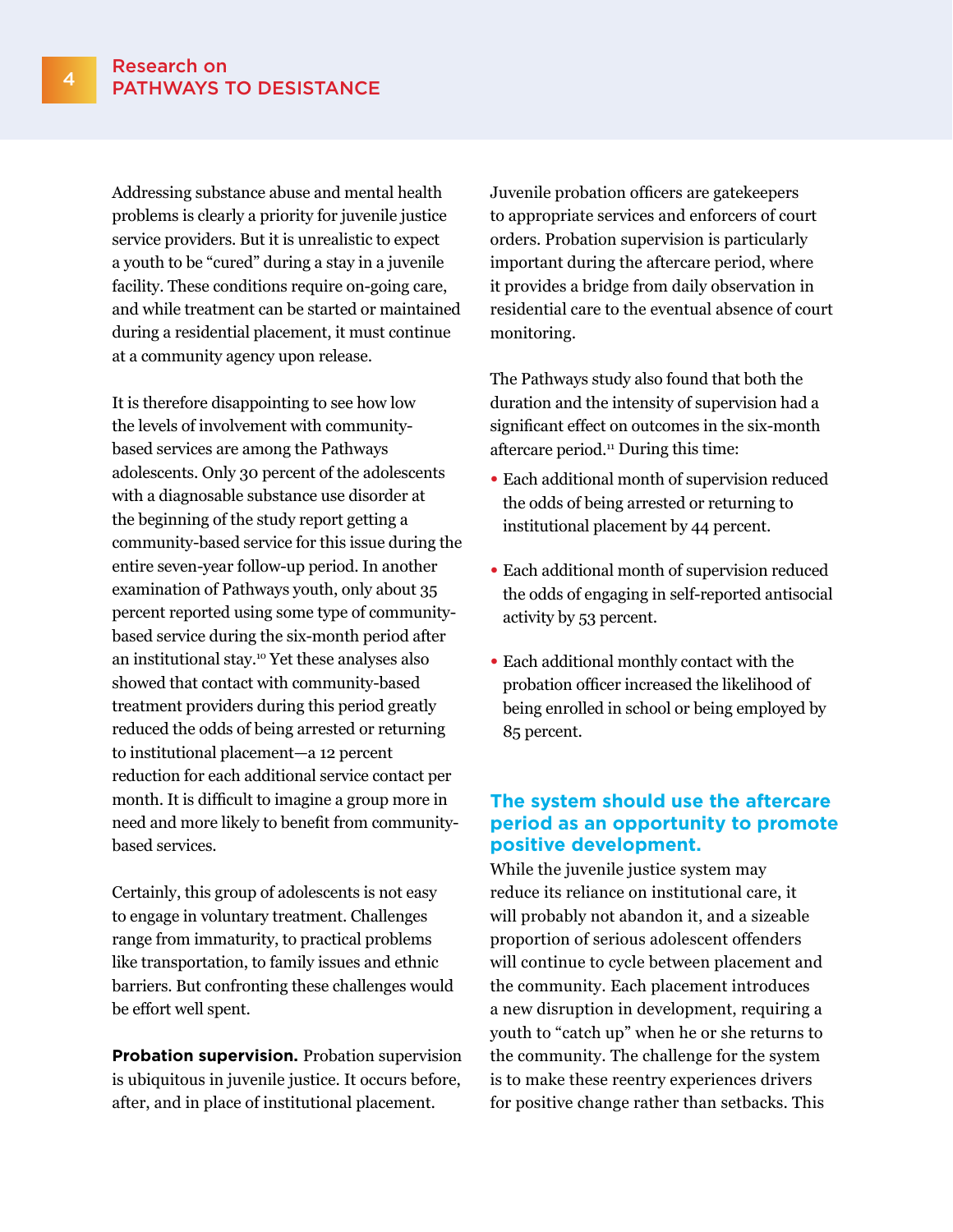Addressing substance abuse and mental health problems is clearly a priority for juvenile justice service providers. But it is unrealistic to expect a youth to be "cured" during a stay in a juvenile facility. These conditions require on-going care, and while treatment can be started or maintained during a residential placement, it must continue at a community agency upon release.

It is therefore disappointing to see how low the levels of involvement with community-based services are among the Pathways adolescents. Only 30 percent of the adolescents with a diagnosable substance use disorder at the beginning of the study report getting a community-based service for this issue during the entire seven-year follow-up period. In another examination of Pathways youth, only about 35 percent reported using some type of community-based service during the six-month period after an institutional stay.[10] Yet these analyses also showed that contact with community-based treatment providers during this period greatly reduced the odds of being arrested or returning to institutional placement—a 12 percent reduction for each additional service contact per month. It is difficult to imagine a group more in need and more likely to benefit from community-based services.

Certainly, this group of adolescents is not easy to engage in voluntary treatment. Challenges range from immaturity, to practical problems like transportation, to family issues and ethnic barriers. But confronting these challenges would be effort well spent.

**Probation supervision.** Probation supervision is ubiquitous in juvenile justice. It occurs before, after, and in place of institutional placement. Juvenile probation officers are gatekeepers to appropriate services and enforcers of court orders. Probation supervision is particularly important during the aftercare period, where it provides a bridge from daily observation in residential care to the eventual absence of court monitoring.

The Pathways study also found that both the duration and the intensity of supervision had a significant effect on outcomes in the six-month aftercare period.[11] During this time:

- Each additional month of supervision reduced the odds of being arrested or returning to institutional placement by 44 percent.
- Each additional month of supervision reduced the odds of engaging in self-reported antisocial activity by 53 percent.
- Each additional monthly contact with the probation officer increased the likelihood of being enrolled in school or being employed by 85 percent.

### The system should use the aftercare period as an opportunity to promote positive development.

While the juvenile justice system may reduce its reliance on institutional care, it will probably not abandon it, and a sizeable proportion of serious adolescent offenders will continue to cycle between placement and the community. Each placement introduces a new disruption in development, requiring a youth to "catch up" when he or she returns to the community. The challenge for the system is to make these reentry experiences drivers for positive change rather than setbacks. This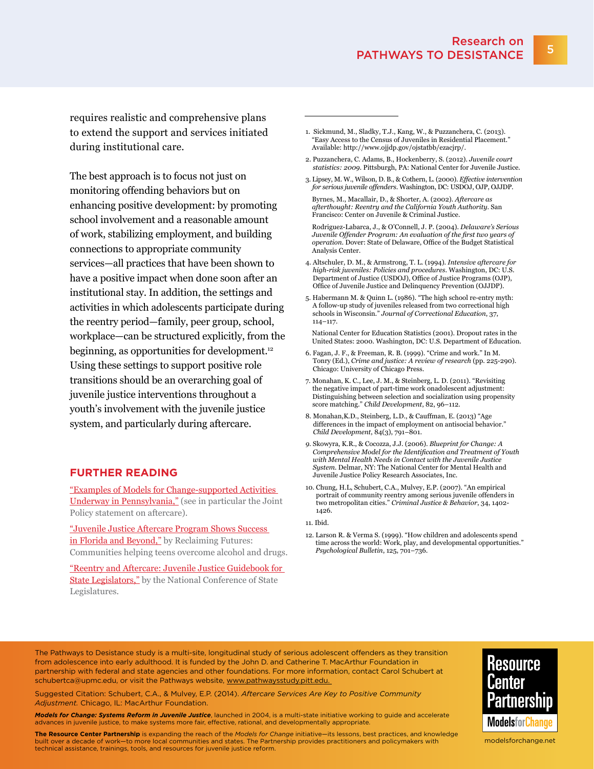requires realistic and comprehensive plans to extend the support and services initiated during institutional care.

The best approach is to focus not just on monitoring offending behaviors but on enhancing positive development: by promoting school involvement and a reasonable amount of work, stabilizing employment, and building connections to appropriate community services—all practices that have been shown to have a positive impact when done soon after an institutional stay. In addition, the settings and activities in which adolescents participate during the reentry period—family, peer group, school, workplace—can be structured explicitly, from the beginning, as opportunities for development.[12] Using these settings to support positive role transitions should be an overarching goal of juvenile justice interventions throughout a youth's involvement with the juvenile justice system, and particularly during aftercare.

## FURTHER READING

"Examples of Models for Change-supported Activities Underway in Pennsylvania," (see in particular the Joint Policy statement on aftercare).

"Juvenile Justice Aftercare Program Shows Success in Florida and Beyond," by Reclaiming Futures: Communities helping teens overcome alcohol and drugs.

"Reentry and Aftercare: Juvenile Justice Guidebook for State Legislators," by the National Conference of State Legislatures.

---

1. Sickmund, M., Sladky, T.J., Kang, W., & Puzzanchera, C. (2013). "Easy Access to the Census of Juveniles in Residential Placement." Available: http://www.ojjdp.gov/ojstatbb/ezacjrp/.
2. Puzzanchera, C. Adams, B., Hockenberry, S. (2012). *Juvenile court statistics: 2009*. Pittsburgh, PA: National Center for Juvenile Justice.
3. Lipsey, M. W., Wilson, D. B., & Cothern, L. (2000). *Effective intervention for serious juvenile offenders*. Washington, DC: USDOJ, OJP, OJJDP.

   Byrnes, M., Macallair, D., & Shorter, A. (2002). *Aftercare as afterthought: Reentry and the California Youth Authority*. San Francisco: Center on Juvenile & Criminal Justice.

   Rodriguez-Labarca, J., & O'Connell, J. P. (2004). *Delaware's Serious Juvenile Offender Program: An evaluation of the first two years of operation*. Dover: State of Delaware, Office of the Budget Statistical Analysis Center.
4. Altschuler, D. M., & Armstrong, T. L. (1994). *Intensive aftercare for high-risk juveniles: Policies and procedures*. Washington, DC: U.S. Department of Justice (USDOJ), Office of Justice Programs (OJP), Office of Juvenile Justice and Delinquency Prevention (OJJDP).
5. Habermann M. & Quinn L. (1986). "The high school re-entry myth: A follow-up study of juveniles released from two correctional high schools in Wisconsin." *Journal of Correctional Education*, 37, 114–117.

   National Center for Education Statistics (2001). Dropout rates in the United States: 2000. Washington, DC: U.S. Department of Education.
6. Fagan, J. F., & Freeman, R. B. (1999). "Crime and work." In M. Tonry (Ed.), *Crime and justice: A review of research* (pp. 225-290). Chicago: University of Chicago Press.
7. Monahan, K. C., Lee, J. M., & Steinberg, L. D. (2011). "Revisiting the negative impact of part-time work onadolescent adjustment: Distinguishing between selection and socialization using propensity score matching." *Child Development*, 82, 96–112.
8. Monahan,K.D., Steinberg, L.D., & Cauffman, E. (2013) "Age differences in the impact of employment on antisocial behavior." *Child Development*, 84(3), 791–801.
9. Skowyra, K.R., & Cocozza, J.J. (2006). *Blueprint for Change: A Comprehensive Model for the Identification and Treatment of Youth with Mental Health Needs in Contact with the Juvenile Justice System*. Delmar, NY: The National Center for Mental Health and Juvenile Justice Policy Research Associates, Inc.
10. Chung, H.L, Schubert, C.A., Mulvey, E.P. (2007). "An empirical portrait of community reentry among serious juvenile offenders in two metropolitan cities." *Criminal Justice & Behavior*, 34, 1402-1426.
11. Ibid.
12. Larson R. & Verma S. (1999). "How children and adolescents spend time across the world: Work, play, and developmental opportunities." *Psychological Bulletin*, 125, 701–736.

---

The Pathways to Desistance study is a multi-site, longitudinal study of serious adolescent offenders as they transition from adolescence into early adulthood. It is funded by the John D. and Catherine T. MacArthur Foundation in partnership with federal and state agencies and other foundations. For more information, contact Carol Schubert at schubertca@upmc.edu, or visit the Pathways website, www.pathwaysstudy.pitt.edu.

Suggested Citation: Schubert, C.A., & Mulvey, E.P. (2014). *Aftercare Services Are Key to Positive Community Adjustment.* Chicago, IL: MacArthur Foundation.

***Models for Change: Systems Reform in Juvenile Justice***, launched in 2004, is a multi-state initiative working to guide and accelerate advances in juvenile justice, to make systems more fair, effective, rational, and developmentally appropriate.

**The Resource Center Partnership** is expanding the reach of the *Models for Change* initiative—its lessons, best practices, and knowledge built over a decade of work—to more local communities and states. The Partnership provides practitioners and policymakers with technical assistance, trainings, tools, and resources for juvenile justice reform.

Resource Center Partnership
Models for Change

modelsforchange.net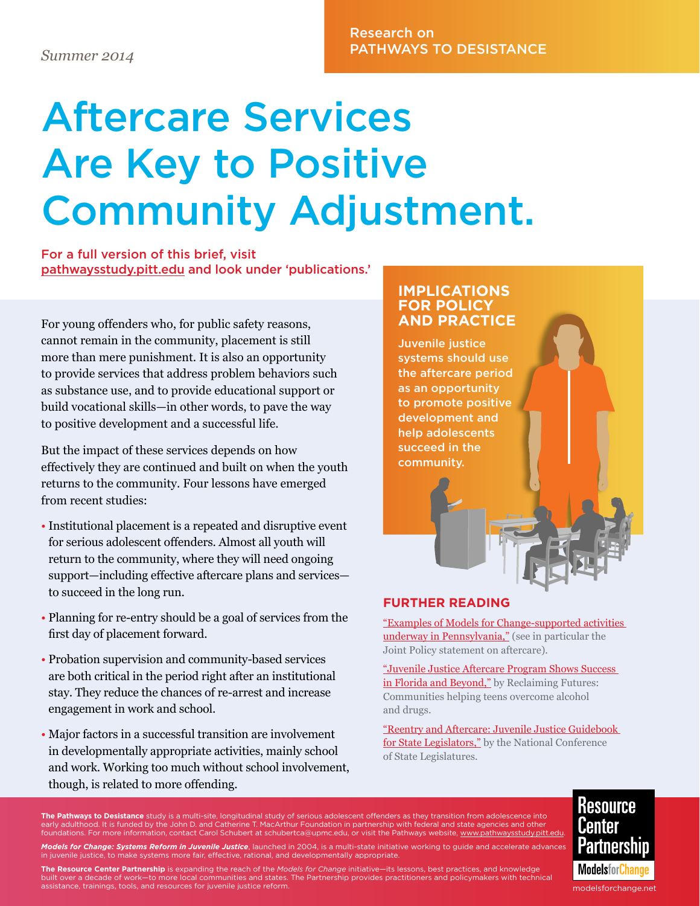*Summer 2014*

Research on
PATHWAYS TO DESISTANCE

# Aftercare Services Are Key to Positive Community Adjustment.

For a full version of this brief, visit pathwaysstudy.pitt.edu and look under 'publications.'

For young offenders who, for public safety reasons, cannot remain in the community, placement is still more than mere punishment. It is also an opportunity to provide services that address problem behaviors such as substance use, and to provide educational support or build vocational skills—in other words, to pave the way to positive development and a successful life.

But the impact of these services depends on how effectively they are continued and built on when the youth returns to the community. Four lessons have emerged from recent studies:

- Institutional placement is a repeated and disruptive event for serious adolescent offenders. Almost all youth will return to the community, where they will need ongoing support—including effective aftercare plans and services—to succeed in the long run.
- Planning for re-entry should be a goal of services from the first day of placement forward.
- Probation supervision and community-based services are both critical in the period right after an institutional stay. They reduce the chances of re-arrest and increase engagement in work and school.
- Major factors in a successful transition are involvement in developmentally appropriate activities, mainly school and work. Working too much without school involvement, though, is related to more offending.

## IMPLICATIONS FOR POLICY AND PRACTICE

Juvenile justice systems should use the aftercare period as an opportunity to promote positive development and help adolescents succeed in the community.

## FURTHER READING

"Examples of Models for Change-supported activities underway in Pennsylvania," (see in particular the Joint Policy statement on aftercare).

"Juvenile Justice Aftercare Program Shows Success in Florida and Beyond," by Reclaiming Futures: Communities helping teens overcome alcohol and drugs.

"Reentry and Aftercare: Juvenile Justice Guidebook for State Legislators," by the National Conference of State Legislatures.

**The Pathways to Desistance** study is a multi-site, longitudinal study of serious adolescent offenders as they transition from adolescence into early adulthood. It is funded by the John D. and Catherine T. MacArthur Foundation in partnership with federal and state agencies and other foundations. For more information, contact Carol Schubert at schubertca@upmc.edu, or visit the Pathways website, www.pathwaysstudy.pitt.edu.

***Models for Change: Systems Reform in Juvenile Justice***, launched in 2004, is a multi-state initiative working to guide and accelerate advances in juvenile justice, to make systems more fair, effective, rational, and developmentally appropriate.

**The Resource Center Partnership** is expanding the reach of the *Models for Change* initiative—its lessons, best practices, and knowledge built over a decade of work—to more local communities and states. The Partnership provides practitioners and policymakers with technical assistance, trainings, tools, and resources for juvenile justice reform.

Resource Center Partnership
Models for Change
modelsforchange.net